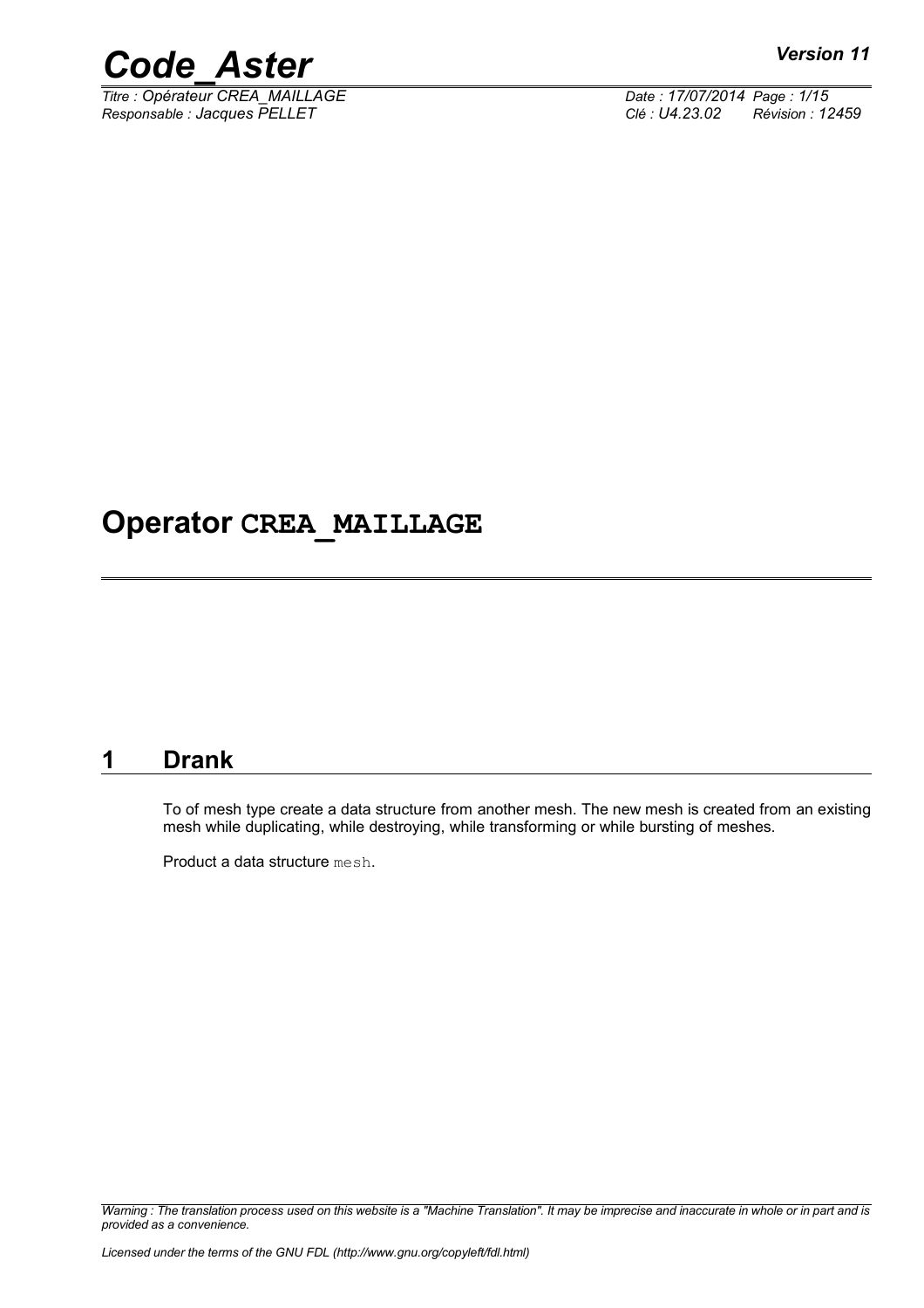# Operator CREA_MAILLAGE

## 1 Drank

To of mesh type create a data structure from another mesh. The new mesh is created from an existing mesh while duplicating, while destroying, while transforming or while bursting of meshes.

Product a data structure mesh.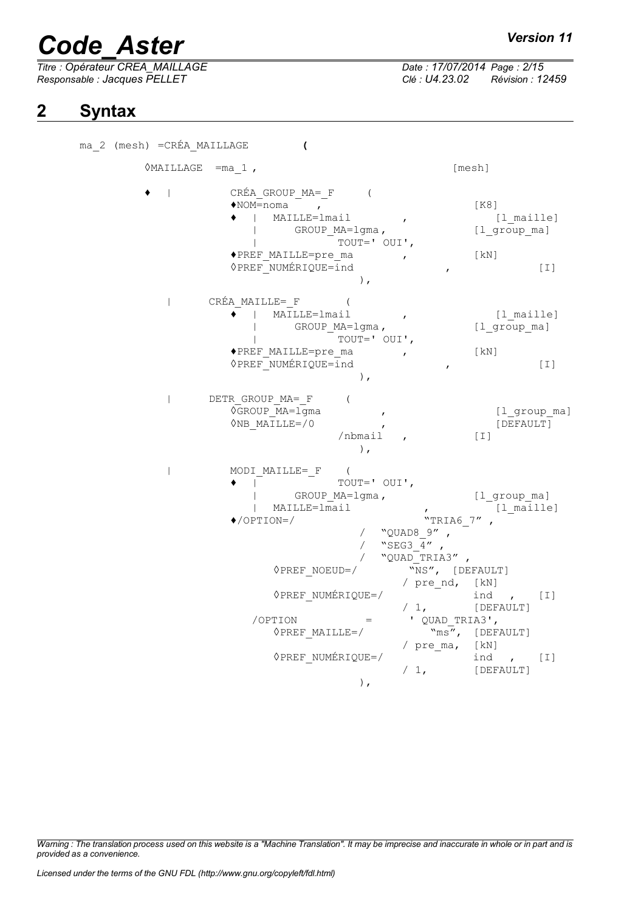## 2 Syntax

```
ma_2 (mesh) =CRÉA_MAILLAGE        (

        ◊MAILLAGE  =ma_1 ,                              [mesh]

        ♦  |        CRÉA_GROUP_MA=_F      (
                    ♦NOM=noma     ,                          [K8]
                    ♦  |  MAILLE=lmail         ,                 [l_maille]
                       |     GROUP_MA=lgma,                  [l_group_ma]
                       |           TOUT=' OUI',
                    ♦PREF_MAILLE=pre_ma        ,             [kN]
                    ◊PREF_NUMÉRIQUE=ind                 ,              [I]
                                         ),

           |      CRÉA_MAILLE=_F        (
                    ♦  |  MAILLE=lmail         ,                 [l_maille]
                       |     GROUP_MA=lgma,                  [l_group_ma]
                       |           TOUT=' OUI',
                    ♦PREF_MAILLE=pre_ma        ,             [kN]
                    ◊PREF_NUMÉRIQUE=ind                 ,              [I]
                                         ),

           |      DETR_GROUP_MA=_F      (
                    ◊GROUP_MA=lgma           ,                  [l_group_ma]
                    ◊NB_MAILLE=/0            ,                  [DEFAULT]
                                  /nbmail    ,             [I]
                                         ),

           |        MODI_MAILLE=_F     (
                    ♦  |           TOUT=' OUI',
                       |     GROUP_MA=lgma,                  [l_group_ma]
                       |  MAILLE=lmail            ,              [l_maille]
                    ♦/OPTION=/                      "TRIA6_7" ,
                                         /   "QUAD8_9" ,
                                         /   "SEG3_4" ,
                                         /   "QUAD_TRIA3" ,
                         ◊PREF_NOEUD=/         "NS",  [DEFAULT]
                                              / pre_nd,  [kN]
                         ◊PREF_NUMÉRIQUE=/              ind   ,    [I]
                                              / 1,        [DEFAULT]
                       /OPTION           =      ' QUAD_TRIA3',
                         ◊PREF_MAILLE=/           "ms",  [DEFAULT]
                                              / pre_ma,  [kN]
                         ◊PREF_NUMÉRIQUE=/              ind   ,    [I]
                                              / 1,        [DEFAULT]
                                         ),
```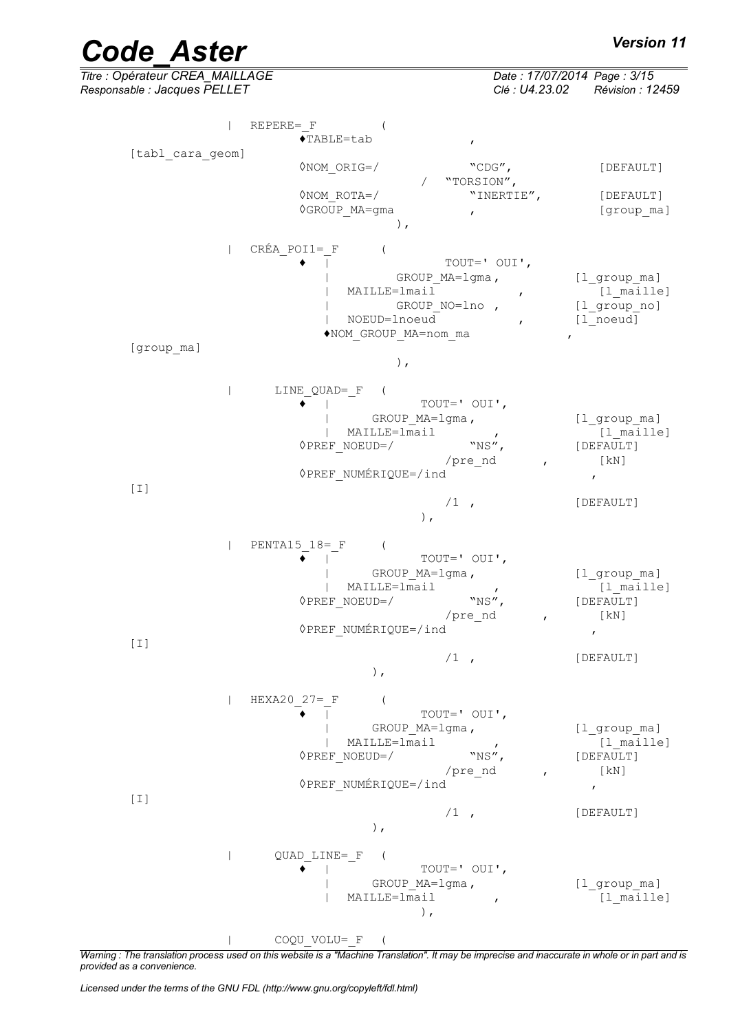```
| REPERE=_F (
        ♦TABLE=tab ,                                   [tabl_cara_geom]
        ◊NOM_ORIG=/ "CDG",                             [DEFAULT]
                  / "TORSION",
        ◊NOM_ROTA=/ "INERTIE",                         [DEFAULT]
        ◊GROUP_MA=gma ,                                [group_ma]
        ),

| CRÉA_POI1=_F (
        ♦ | TOUT=' OUI',
          | GROUP_MA=lgma,                             [l_group_ma]
          | MAILLE=lmail ,                             [l_maille]
          | GROUP_NO=lno ,                             [l_group_no]
          | NOEUD=lnoeud ,                             [l_noeud]
        ♦NOM_GROUP_MA=nom_ma ,                         [group_ma]
        ),

| LINE_QUAD=_F (
        ♦ | TOUT=' OUI',
          | GROUP_MA=lgma,                             [l_group_ma]
          | MAILLE=lmail ,                             [l_maille]
        ◊PREF_NOEUD=/ "NS",                            [DEFAULT]
                    /pre_nd ,                          [kN]
        ◊PREF_NUMÉRIQUE=/ind ,                         [I]
                        /1 ,                           [DEFAULT]
        ),

| PENTA15_18=_F (
        ♦ | TOUT=' OUI',
          | GROUP_MA=lgma,                             [l_group_ma]
          | MAILLE=lmail ,                             [l_maille]
        ◊PREF_NOEUD=/ "NS",                            [DEFAULT]
                    /pre_nd ,                          [kN]
        ◊PREF_NUMÉRIQUE=/ind ,                         [I]
                        /1 ,                           [DEFAULT]
        ),

| HEXA20_27=_F (
        ♦ | TOUT=' OUI',
          | GROUP_MA=lgma,                             [l_group_ma]
          | MAILLE=lmail ,                             [l_maille]
        ◊PREF_NOEUD=/ "NS",                            [DEFAULT]
                    /pre_nd ,                          [kN]
        ◊PREF_NUMÉRIQUE=/ind ,                         [I]
                        /1 ,                           [DEFAULT]
        ),

| QUAD_LINE=_F (
        ♦ | TOUT=' OUI',
          | GROUP_MA=lgma,                             [l_group_ma]
          | MAILLE=lmail ,                             [l_maille]
        ),

| COQU_VOLU=_F (
```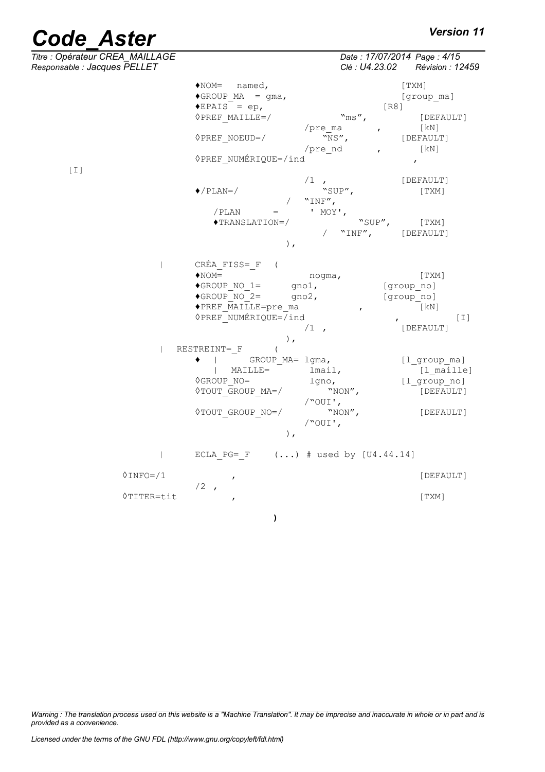```
                ♦NOM=   named,                          [TXM]
                ♦GROUP_MA  = gma,                       [group_ma]
                ♦EPAIS  = ep,                       [R8]
                ◊PREF_MAILLE=/              "ms",       [DEFAULT]
                                /pre_ma     ,       [kN]
                ◊PREF_NOEUD=/          "NS",        [DEFAULT]
                                /pre_nd     ,       [kN]
                ◊PREF_NUMÉRIQUE=/ind                    ,
    [I]
                                /1  ,               [DEFAULT]
                ♦/PLAN=/                "SUP",          [TXM]
                              /  "INF",
                   /PLAN      =       ' MOY',
                   ♦TRANSLATION=/             "SUP",     [TXM]
                                   /  "INF",     [DEFAULT]
                              ),

            |    CRÉA_FISS=_F   (
                ♦NOM=                nogma,             [TXM]
                ♦GROUP_NO_1=      gno1,            [group_no]
                ♦GROUP_NO_2=      gno2,            [group_no]
                ♦PREF_MAILLE=pre_ma            ,        [kN]
                ◊PREF_NUMÉRIQUE=/ind                 ,          [I]
                                /1  ,               [DEFAULT]
                              ),
            |  RESTREINT=_F      (
                ♦  |      GROUP_MA= lgma,             [l_group_ma]
                   |  MAILLE=       lmail,              [l_maille]
                ◊GROUP_NO=          lgno,           [l_group_no]
                ◊TOUT_GROUP_MA=/        "NON",          [DEFAULT]
                                /"OUI',
                ◊TOUT_GROUP_NO=/        "NON",          [DEFAULT]
                                /"OUI',
                              ),

            |    ECLA_PG=_F    (...) # used by [U4.44.14]

        ◊INFO=/1           ,                            [DEFAULT]
                /2  ,
        ◊TITER=tit         ,                            [TXM]

                              )
```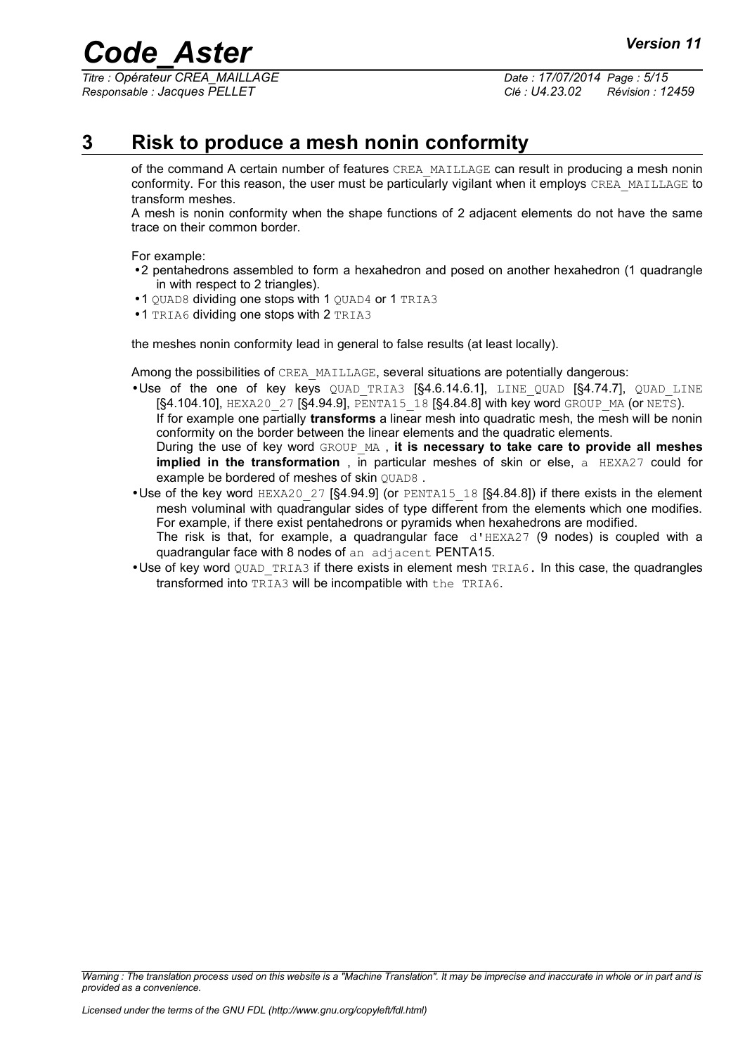# 3 Risk to produce a mesh nonin conformity

of the command A certain number of features CREA_MAILLAGE can result in producing a mesh nonin conformity. For this reason, the user must be particularly vigilant when it employs CREA_MAILLAGE to transform meshes.

A mesh is nonin conformity when the shape functions of 2 adjacent elements do not have the same trace on their common border.

For example:

- 2 pentahedrons assembled to form a hexahedron and posed on another hexahedron (1 quadrangle in with respect to 2 triangles).
- 1 QUAD8 dividing one stops with 1 QUAD4 or 1 TRIA3
- 1 TRIA6 dividing one stops with 2 TRIA3

the meshes nonin conformity lead in general to false results (at least locally).

Among the possibilities of CREA_MAILLAGE, several situations are potentially dangerous:

- Use of the one of key keys QUAD_TRIA3 [§4.6.14.6.1], LINE_QUAD [§4.74.7], QUAD_LINE [§4.104.10], HEXA20_27 [§4.94.9], PENTA15_18 [§4.84.8] with key word GROUP_MA (or NETS).
  If for example one partially **transforms** a linear mesh into quadratic mesh, the mesh will be nonin conformity on the border between the linear elements and the quadratic elements.
  During the use of key word GROUP_MA , **it is necessary to take care to provide all meshes implied in the transformation** , in particular meshes of skin or else, a HEXA27 could for example be bordered of meshes of skin QUAD8 .
- Use of the key word HEXA20_27 [§4.94.9] (or PENTA15_18 [§4.84.8]) if there exists in the element mesh voluminal with quadrangular sides of type different from the elements which one modifies. For example, if there exist pentahedrons or pyramids when hexahedrons are modified.
  The risk is that, for example, a quadrangular face d'HEXA27 (9 nodes) is coupled with a quadrangular face with 8 nodes of an adjacent PENTA15.
- Use of key word QUAD_TRIA3 if there exists in element mesh TRIA6. In this case, the quadrangles transformed into TRIA3 will be incompatible with the TRIA6.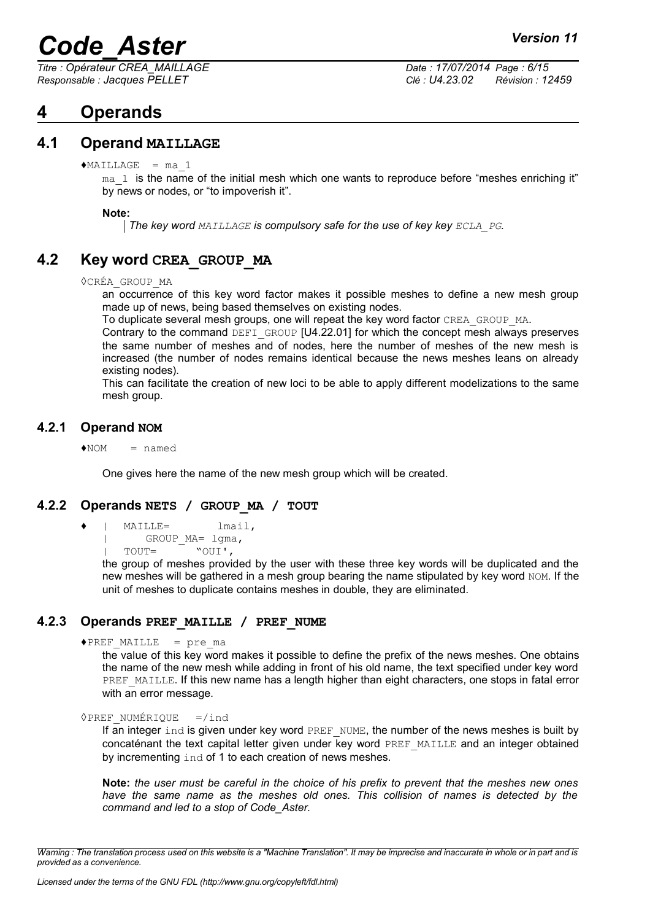# 4 Operands

## 4.1 Operand MAILLAGE

♦MAILLAGE = ma_1

ma_1 is the name of the initial mesh which one wants to reproduce before "meshes enriching it" by news or nodes, or "to impoverish it".

**Note:**

*The key word MAILLAGE is compulsory safe for the use of key key ECLA_PG.*

## 4.2 Key word CREA_GROUP_MA

◊CRÉA_GROUP_MA

an occurrence of this key word factor makes it possible meshes to define a new mesh group made up of news, being based themselves on existing nodes.

To duplicate several mesh groups, one will repeat the key word factor CREA_GROUP_MA.

Contrary to the command DEFI_GROUP [U4.22.01] for which the concept mesh always preserves the same number of meshes and of nodes, here the number of meshes of the new mesh is increased (the number of nodes remains identical because the news meshes leans on already existing nodes).

This can facilitate the creation of new loci to be able to apply different modelizations to the same mesh group.

### 4.2.1 Operand NOM

♦NOM = named

One gives here the name of the new mesh group which will be created.

### 4.2.2 Operands NETS / GROUP_MA / TOUT

```
♦   | MAILLE=       lmail,
    |     GROUP_MA= lgma,
    | TOUT=      "OUI',
```

the group of meshes provided by the user with these three key words will be duplicated and the new meshes will be gathered in a mesh group bearing the name stipulated by key word NOM. If the unit of meshes to duplicate contains meshes in double, they are eliminated.

### 4.2.3 Operands PREF_MAILLE / PREF_NUME

♦PREF_MAILLE = pre_ma

the value of this key word makes it possible to define the prefix of the news meshes. One obtains the name of the new mesh while adding in front of his old name, the text specified under key word PREF_MAILLE. If this new name has a length higher than eight characters, one stops in fatal error with an error message.

◊PREF_NUMÉRIQUE =/ind

If an integer ind is given under key word PREF_NUME, the number of the news meshes is built by concaténant the text capital letter given under key word PREF_MAILLE and an integer obtained by incrementing ind of 1 to each creation of news meshes.

**Note:** *the user must be careful in the choice of his prefix to prevent that the meshes new ones have the same name as the meshes old ones. This collision of names is detected by the command and led to a stop of Code_Aster.*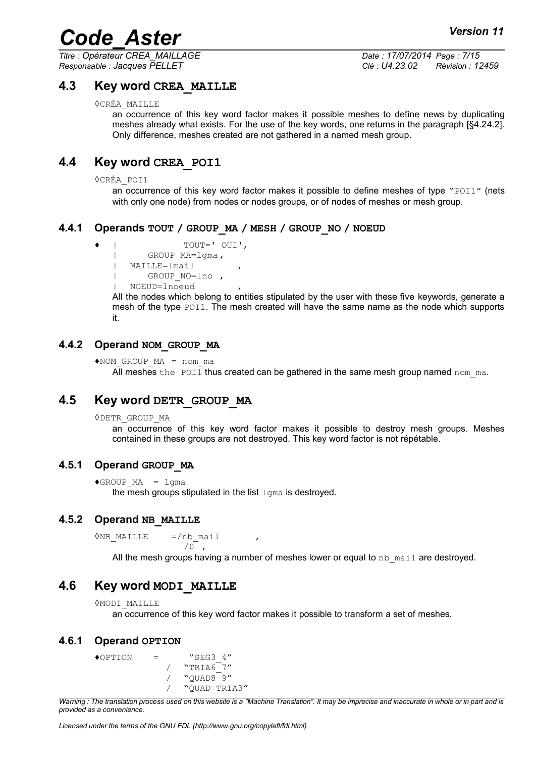## 4.3 Key word CREA_MAILLE

◊CRÉA_MAILLE

an occurrence of this key word factor makes it possible meshes to define news by duplicating meshes already what exists. For the use of the key words, one returns in the paragraph [§4.24.2]. Only difference, meshes created are not gathered in a named mesh group.

## 4.4 Key word CREA_POI1

◊CRÉA_POI1

an occurrence of this key word factor makes it possible to define meshes of type "POI1" (nets with only one node) from nodes or nodes groups, or of nodes of meshes or mesh group.

### 4.4.1 Operands TOUT / GROUP_MA / MESH / GROUP_NO / NOEUD

```
♦ |           TOUT=' OUI',
  |     GROUP_MA=lgma,
  |  MAILLE=lmail        ,
  |     GROUP_NO=lno  ,
  |  NOEUD=lnoeud        ,
```

All the nodes which belong to entities stipulated by the user with these five keywords, generate a mesh of the type POI1. The mesh created will have the same name as the node which supports it.

### 4.4.2 Operand NOM_GROUP_MA

♦NOM_GROUP_MA = nom_ma

All meshes the POI1 thus created can be gathered in the same mesh group named nom_ma.

## 4.5 Key word DETR_GROUP_MA

◊DETR_GROUP_MA

an occurrence of this key word factor makes it possible to destroy mesh groups. Meshes contained in these groups are not destroyed. This key word factor is not répétable.

### 4.5.1 Operand GROUP_MA

♦GROUP_MA = lgma

the mesh groups stipulated in the list lgma is destroyed.

### 4.5.2 Operand NB_MAILLE

```
◊NB_MAILLE    =/nb_mail        ,
               /0  ,
```

All the mesh groups having a number of meshes lower or equal to nb_mail are destroyed.

## 4.6 Key word MODI_MAILLE

◊MODI_MAILLE

an occurrence of this key word factor makes it possible to transform a set of meshes.

### 4.6.1 Operand OPTION

```
♦OPTION    =      "SEG3_4"
              /  "TRIA6_7"
              /  "QUAD8_9"
              /  "QUAD_TRIA3"
```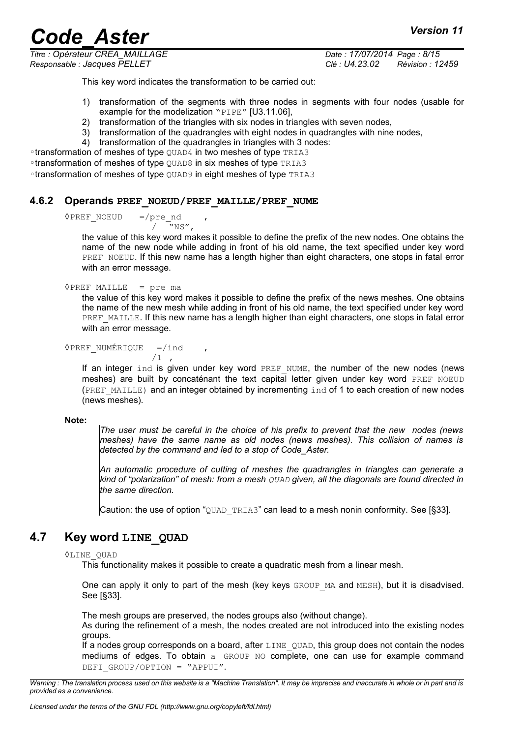This key word indicates the transformation to be carried out:

1) transformation of the segments with three nodes in segments with four nodes (usable for example for the modelization "PIPE" [U3.11.06],
2) transformation of the triangles with six nodes in triangles with seven nodes,
3) transformation of the quadrangles with eight nodes in quadrangles with nine nodes,
4) transformation of the quadrangles in triangles with 3 nodes:

◦transformation of meshes of type QUAD4 in two meshes of type TRIA3
◦transformation of meshes of type QUAD8 in six meshes of type TRIA3
◦transformation of meshes of type QUAD9 in eight meshes of type TRIA3

### 4.6.2 Operands PREF_NOEUD/PREF_MAILLE/PREF_NUME

```
◊PREF_NOEUD   =/pre_nd   ,
               / "NS",
```

the value of this key word makes it possible to define the prefix of the new nodes. One obtains the name of the new node while adding in front of his old name, the text specified under key word PREF_NOEUD. If this new name has a length higher than eight characters, one stops in fatal error with an error message.

```
◊PREF_MAILLE  = pre_ma
```

the value of this key word makes it possible to define the prefix of the news meshes. One obtains the name of the new mesh while adding in front of his old name, the text specified under key word PREF_MAILLE. If this new name has a length higher than eight characters, one stops in fatal error with an error message.

```
◊PREF_NUMÉRIQUE  =/ind    ,
                  /1  ,
```

If an integer ind is given under key word PREF_NUME, the number of the new nodes (news meshes) are built by concaténant the text capital letter given under key word PREF_NOEUD (PREF_MAILLE) and an integer obtained by incrementing ind of 1 to each creation of new nodes (news meshes).

**Note:**

*The user must be careful in the choice of his prefix to prevent that the new nodes (news meshes) have the same name as old nodes (news meshes). This collision of names is detected by the command and led to a stop of Code_Aster.*

*An automatic procedure of cutting of meshes the quadrangles in triangles can generate a kind of "polarization" of mesh: from a mesh QUAD given, all the diagonals are found directed in the same direction.*

Caution: the use of option "QUAD_TRIA3" can lead to a mesh nonin conformity. See [§33].

## 4.7 Key word LINE_QUAD

◊LINE_QUAD

This functionality makes it possible to create a quadratic mesh from a linear mesh.

One can apply it only to part of the mesh (key keys GROUP_MA and MESH), but it is disadvised. See [§33].

The mesh groups are preserved, the nodes groups also (without change).
As during the refinement of a mesh, the nodes created are not introduced into the existing nodes groups.
If a nodes group corresponds on a board, after LINE_QUAD, this group does not contain the nodes mediums of edges. To obtain a GROUP_NO complete, one can use for example command DEFI_GROUP/OPTION = "APPUI".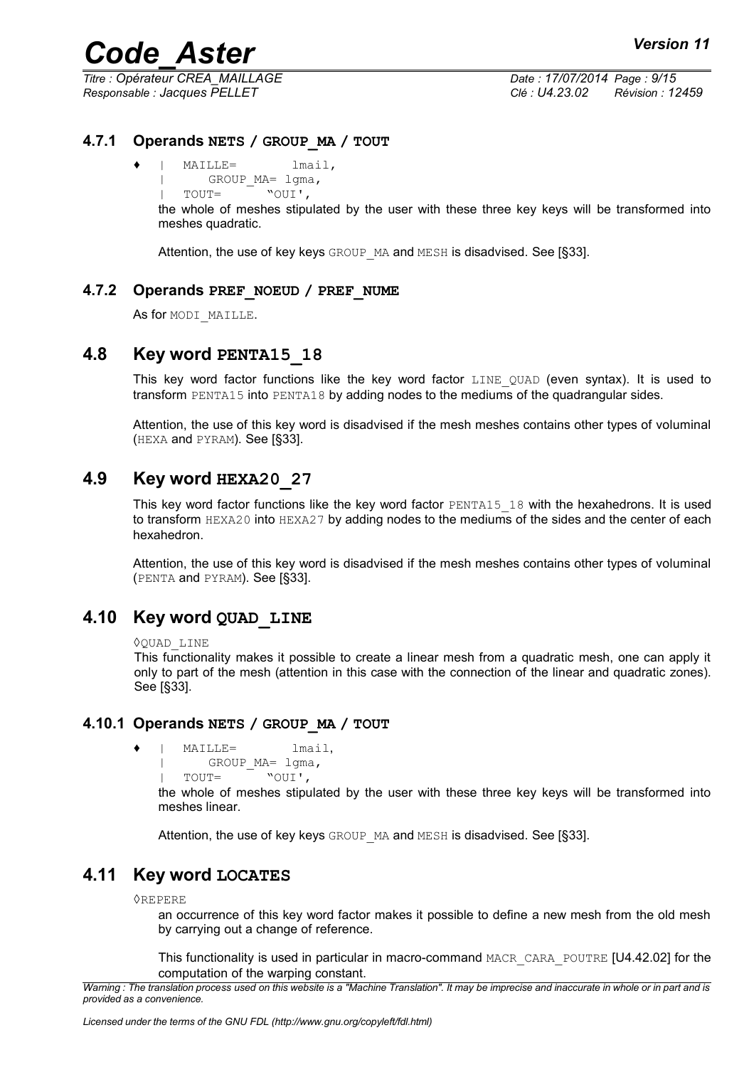#### 4.7.1 Operands **NETS / GROUP_MA / TOUT**

♦ | MAILLE= lmail,
| GROUP_MA= lgma,
| TOUT= "OUI',

the whole of meshes stipulated by the user with these three key keys will be transformed into meshes quadratic.

Attention, the use of key keys GROUP_MA and MESH is disadvised. See [§33].

#### 4.7.2 Operands **PREF_NOEUD / PREF_NUME**

As for MODI_MAILLE.

### 4.8 Key word **PENTA15_18**

This key word factor functions like the key word factor LINE_QUAD (even syntax). It is used to transform PENTA15 into PENTA18 by adding nodes to the mediums of the quadrangular sides.

Attention, the use of this key word is disadvised if the mesh meshes contains other types of voluminal (HEXA and PYRAM). See [§33].

### 4.9 Key word **HEXA20_27**

This key word factor functions like the key word factor PENTA15_18 with the hexahedrons. It is used to transform HEXA20 into HEXA27 by adding nodes to the mediums of the sides and the center of each hexahedron.

Attention, the use of this key word is disadvised if the mesh meshes contains other types of voluminal (PENTA and PYRAM). See [§33].

### 4.10 Key word **QUAD_LINE**

◊QUAD_LINE

This functionality makes it possible to create a linear mesh from a quadratic mesh, one can apply it only to part of the mesh (attention in this case with the connection of the linear and quadratic zones). See [§33].

#### 4.10.1 Operands **NETS / GROUP_MA / TOUT**

♦ | MAILLE= lmail,
| GROUP_MA= lgma,
| TOUT= "OUI',

the whole of meshes stipulated by the user with these three key keys will be transformed into meshes linear.

Attention, the use of key keys GROUP_MA and MESH is disadvised. See [§33].

### 4.11 Key word **LOCATES**

◊REPERE

an occurrence of this key word factor makes it possible to define a new mesh from the old mesh by carrying out a change of reference.

This functionality is used in particular in macro-command MACR_CARA_POUTRE [U4.42.02] for the computation of the warping constant.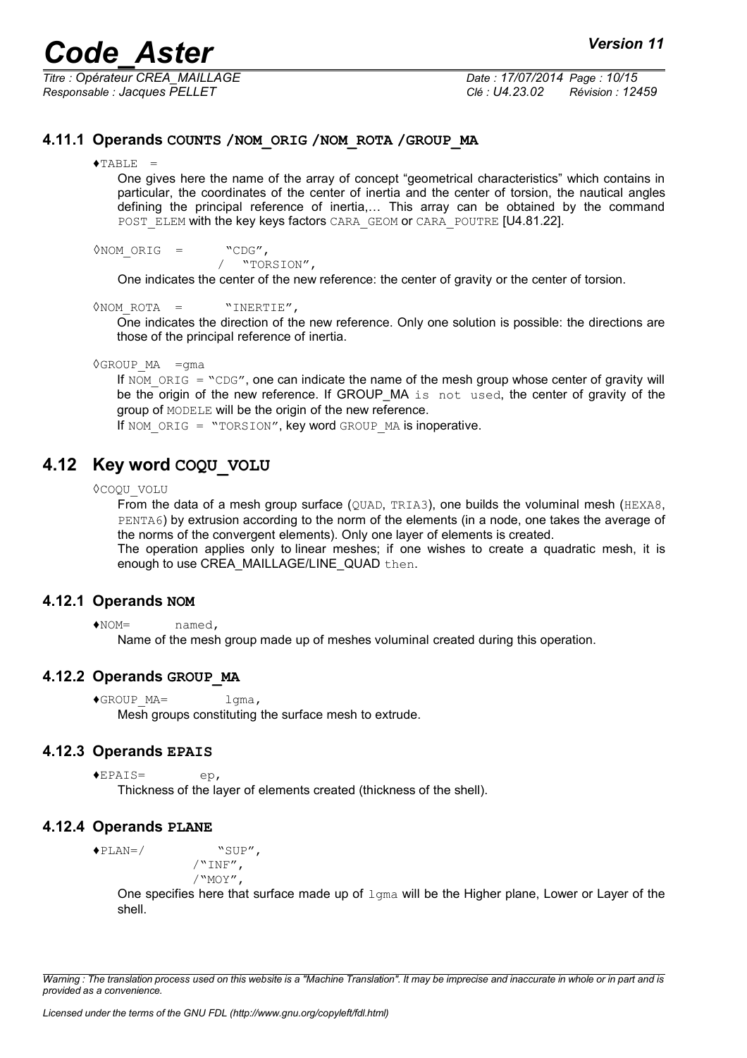### 4.11.1 Operands COUNTS /NOM_ORIG /NOM_ROTA /GROUP_MA

♦TABLE =

One gives here the name of the array of concept "geometrical characteristics" which contains in particular, the coordinates of the center of inertia and the center of torsion, the nautical angles defining the principal reference of inertia,… This array can be obtained by the command POST_ELEM with the key keys factors CARA_GEOM or CARA_POUTRE [U4.81.22].

◊NOM_ORIG = "CDG",
/ "TORSION",

One indicates the center of the new reference: the center of gravity or the center of torsion.

◊NOM_ROTA = "INERTIE",

One indicates the direction of the new reference. Only one solution is possible: the directions are those of the principal reference of inertia.

◊GROUP_MA =gma

If NOM_ORIG = "CDG", one can indicate the name of the mesh group whose center of gravity will be the origin of the new reference. If GROUP_MA is not used, the center of gravity of the group of MODELE will be the origin of the new reference.

If NOM_ORIG = "TORSION", key word GROUP_MA is inoperative.

## 4.12 Key word COQU_VOLU

◊COQU_VOLU

From the data of a mesh group surface (QUAD, TRIA3), one builds the voluminal mesh (HEXA8, PENTA6) by extrusion according to the norm of the elements (in a node, one takes the average of the norms of the convergent elements). Only one layer of elements is created.

The operation applies only to linear meshes; if one wishes to create a quadratic mesh, it is enough to use CREA_MAILLAGE/LINE_QUAD then.

### 4.12.1 Operands NOM

♦NOM= named,

Name of the mesh group made up of meshes voluminal created during this operation.

### 4.12.2 Operands GROUP_MA

♦GROUP_MA= lgma,

Mesh groups constituting the surface mesh to extrude.

### 4.12.3 Operands EPAIS

♦EPAIS= ep,

Thickness of the layer of elements created (thickness of the shell).

### 4.12.4 Operands PLANE

♦PLAN=/ "SUP",
/"INF",
/"MOY",

One specifies here that surface made up of lgma will be the Higher plane, Lower or Layer of the shell.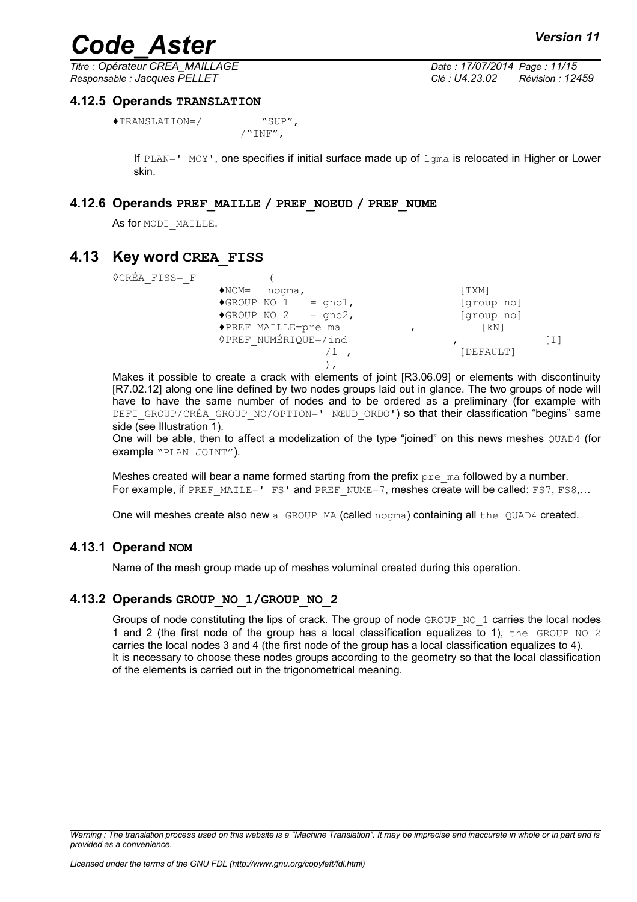#### 4.12.5 Operands **TRANSLATION**

```
♦TRANSLATION=/        "SUP",
                      /"INF",
```

If PLAN=' MOY', one specifies if initial surface made up of lgma is relocated in Higher or Lower skin.

#### 4.12.6 Operands **PREF_MAILLE / PREF_NOEUD / PREF_NUME**

As for MODI_MAILLE.

### 4.13 Key word **CREA_FISS**

```
◊CRÉA_FISS=_F          (
              ♦NOM=   nogma,                          [TXM]
              ♦GROUP_NO_1   = gno1,                   [group_no]
              ♦GROUP_NO_2   = gno2,                   [group_no]
              ♦PREF_MAILLE=pre_ma           ,             [kN]
              ◊PREF_NUMÉRIQUE=/ind                    ,              [I]
                             /1 ,                     [DEFAULT]
                             ),
```

Makes it possible to create a crack with elements of joint [R3.06.09] or elements with discontinuity [R7.02.12] along one line defined by two nodes groups laid out in glance. The two groups of node will have to have the same number of nodes and to be ordered as a preliminary (for example with DEFI_GROUP/CRÉA_GROUP_NO/OPTION=' NŒUD_ORDO') so that their classification "begins" same side (see Illustration 1).
One will be able, then to affect a modelization of the type "joined" on this news meshes QUAD4 (for example "PLAN_JOINT").

Meshes created will bear a name formed starting from the prefix pre_ma followed by a number.
For example, if PREF_MAILE=' FS' and PREF_NUME=7, meshes create will be called: FS7, FS8,…

One will meshes create also new a GROUP_MA (called nogma) containing all the QUAD4 created.

#### 4.13.1 Operand **NOM**

Name of the mesh group made up of meshes voluminal created during this operation.

#### 4.13.2 Operands **GROUP_NO_1/GROUP_NO_2**

Groups of node constituting the lips of crack. The group of node GROUP_NO_1 carries the local nodes 1 and 2 (the first node of the group has a local classification equalizes to 1), the GROUP_NO_2 carries the local nodes 3 and 4 (the first node of the group has a local classification equalizes to 4).
It is necessary to choose these nodes groups according to the geometry so that the local classification of the elements is carried out in the trigonometrical meaning.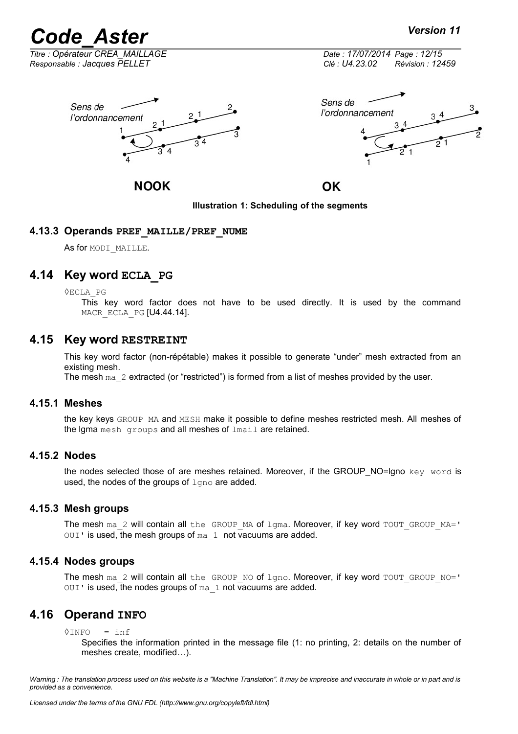NOOK OK

**Illustration 1: Scheduling of the segments**

### 4.13.3 Operands PREF_MAILLE/PREF_NUME

As for MODI_MAILLE.

## 4.14 Key word ECLA_PG

◊ECLA_PG

This key word factor does not have to be used directly. It is used by the command MACR_ECLA_PG [U4.44.14].

## 4.15 Key word RESTREINT

This key word factor (non-répétable) makes it possible to generate "under" mesh extracted from an existing mesh.

The mesh ma_2 extracted (or "restricted") is formed from a list of meshes provided by the user.

### 4.15.1 Meshes

the key keys GROUP_MA and MESH make it possible to define meshes restricted mesh. All meshes of the lgma mesh groups and all meshes of lmail are retained.

### 4.15.2 Nodes

the nodes selected those of are meshes retained. Moreover, if the GROUP_NO=lgno key word is used, the nodes of the groups of lgno are added.

### 4.15.3 Mesh groups

The mesh ma_2 will contain all the GROUP_MA of lgma. Moreover, if key word TOUT_GROUP_MA='OUI' is used, the mesh groups of ma_1 not vacuums are added.

### 4.15.4 Nodes groups

The mesh ma_2 will contain all the GROUP_NO of lgno. Moreover, if key word TOUT_GROUP_NO='OUI' is used, the nodes groups of ma_1 not vacuums are added.

## 4.16 Operand INFO

◊INFO = inf

Specifies the information printed in the message file (1: no printing, 2: details on the number of meshes create, modified…).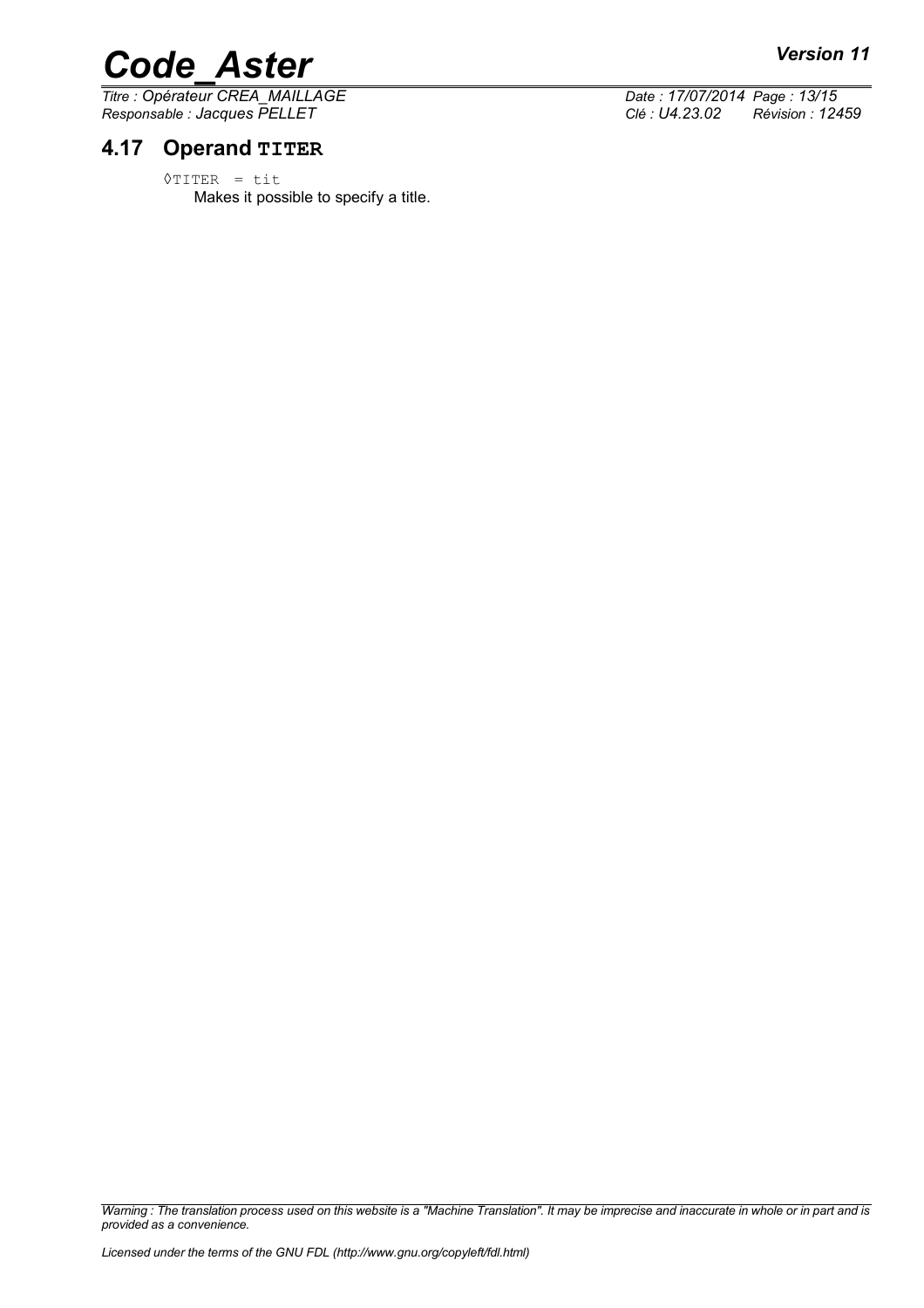## 4.17 Operand **TITER**

◊TITER = tit

Makes it possible to specify a title.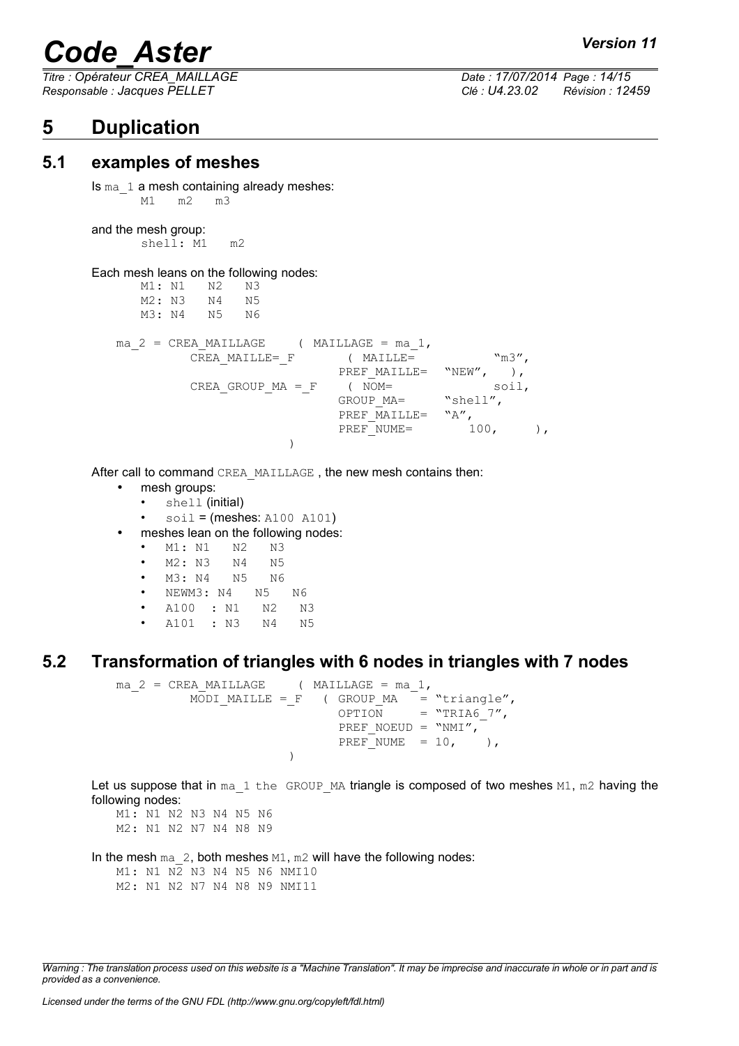# 5 Duplication

## 5.1 examples of meshes

Is `ma_1` a mesh containing already meshes:

```
M1   m2   m3
```

and the mesh group:

```
shell: M1   m2
```

Each mesh leans on the following nodes:

```
M1: N1   N2   N3
M2: N3   N4   N5
M3: N4   N5   N6
```

```
ma_2 = CREA_MAILLAGE    ( MAILLAGE = ma_1,
          CREA_MAILLE=_F       ( MAILLE=          "m3",
                                 PREF_MAILLE=  "NEW",   ),
          CREA_GROUP_MA =_F    ( NOM=              soil,
                                 GROUP_MA=     "shell",
                                 PREF_MAILLE=  "A",
                                 PREF_NUME=        100,     ),
                           )
```

After call to command `CREA_MAILLAGE` , the new mesh contains then:

- mesh groups:
  - `shell` (initial)
  - `soil` = (meshes: `A100 A101`)
- meshes lean on the following nodes:
  - `M1: N1   N2   N3`
  - `M2: N3   N4   N5`
  - `M3: N4   N5   N6`
  - `NEWM3: N4   N5   N6`
  - `A100  : N1   N2   N3`
  - `A101  : N3   N4   N5`

## 5.2 Transformation of triangles with 6 nodes in triangles with 7 nodes

```
ma_2 = CREA_MAILLAGE    ( MAILLAGE = ma_1,
          MODI_MAILLE =_F   ( GROUP_MA   = "triangle",
                              OPTION     = "TRIA6_7",
                              PREF_NOEUD = "NMI",
                              PREF_NUME  = 10,    ),
                           )
```

Let us suppose that in `ma_1 the GROUP_MA` triangle is composed of two meshes `M1`, `m2` having the following nodes:

```
M1: N1 N2 N3 N4 N5 N6
M2: N1 N2 N7 N4 N8 N9
```

In the mesh `ma_2`, both meshes `M1`, `m2` will have the following nodes:

```
M1: N1 N2 N3 N4 N5 N6 NMI10
M2: N1 N2 N7 N4 N8 N9 NMI11
```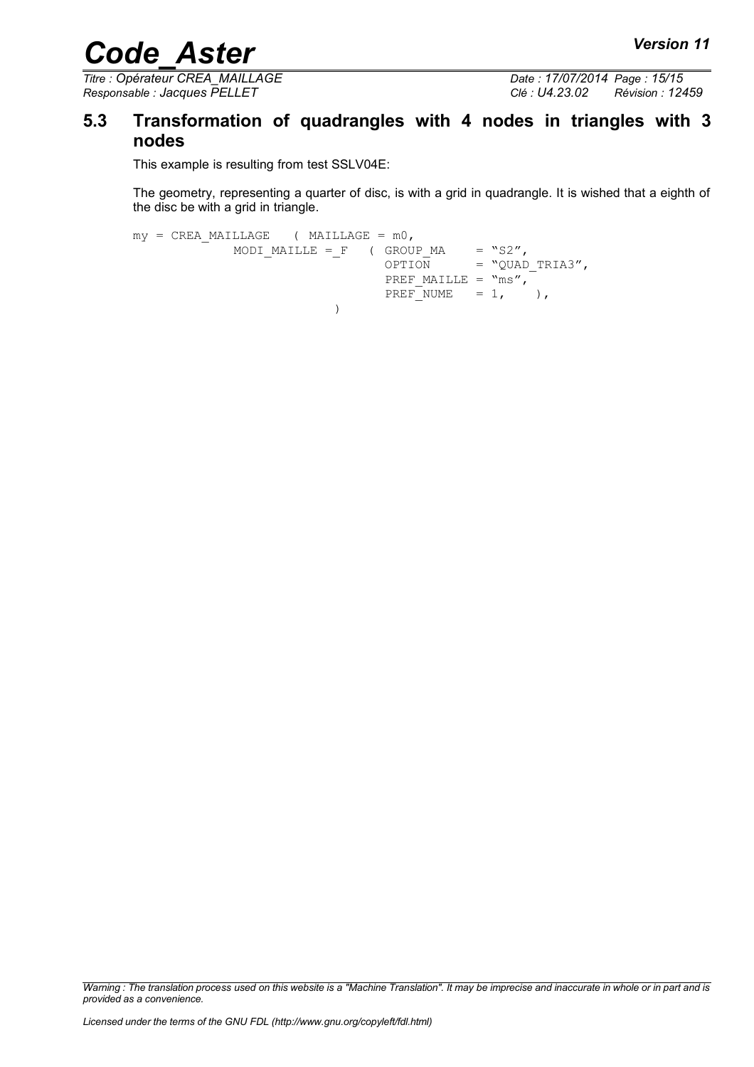## 5.3 Transformation of quadrangles with 4 nodes in triangles with 3 nodes

This example is resulting from test SSLV04E:

The geometry, representing a quarter of disc, is with a grid in quadrangle. It is wished that a eighth of the disc be with a grid in triangle.

```
my = CREA_MAILLAGE   ( MAILLAGE = m0,
            MODI_MAILLE =_F   ( GROUP_MA    = "S2",
                                OPTION      = "QUAD_TRIA3",
                                PREF_MAILLE = "ms",
                                PREF_NUME   = 1,    ),
                        )
```

*Warning : The translation process used on this website is a "Machine Translation". It may be imprecise and inaccurate in whole or in part and is provided as a convenience.*

*Licensed under the terms of the GNU FDL (http://www.gnu.org/copyleft/fdl.html)*